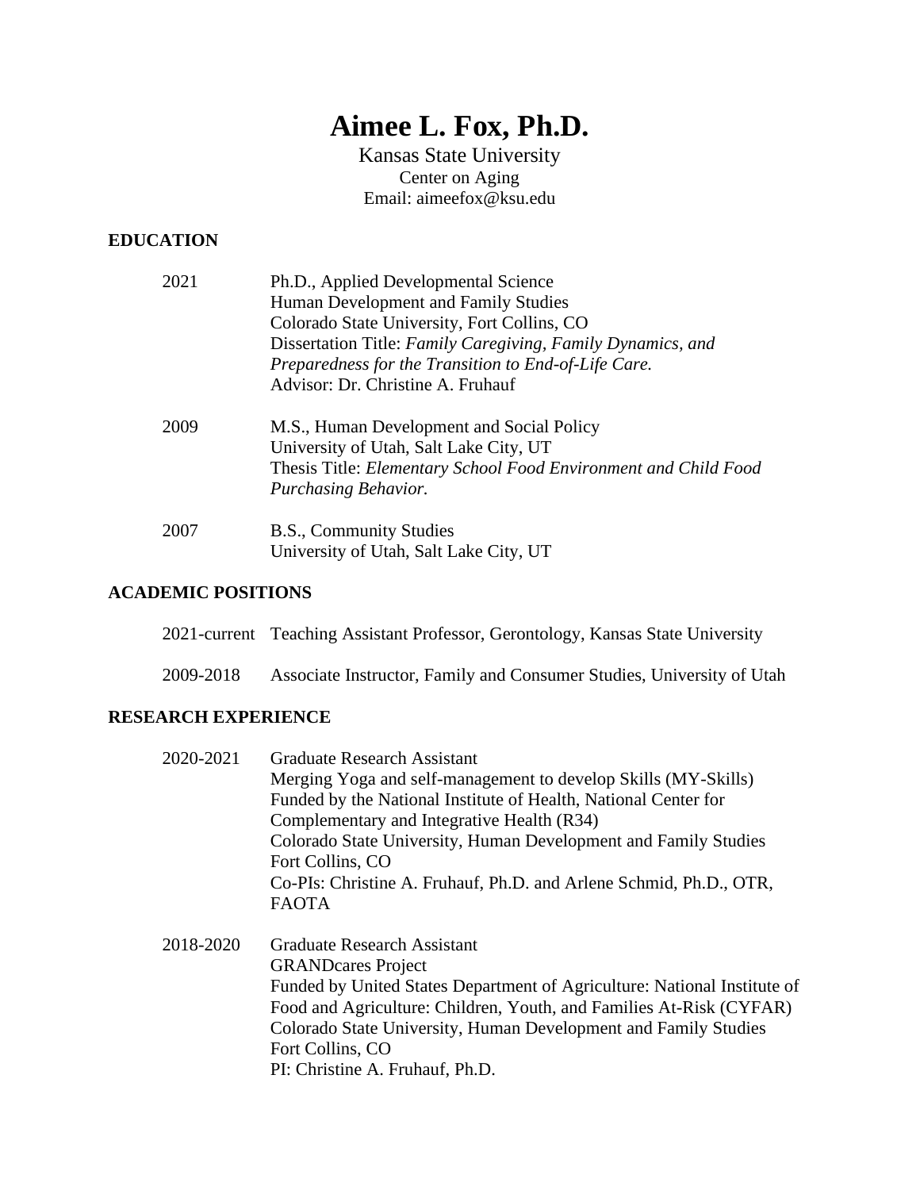# Aimee L. Fox, Ph.D.

Kansas State University
Center on Aging
Email: aimeefox@ksu.edu

## EDUCATION

2021 Ph.D., Applied Developmental Science
Human Development and Family Studies
Colorado State University, Fort Collins, CO
Dissertation Title: *Family Caregiving, Family Dynamics, and Preparedness for the Transition to End-of-Life Care.*
Advisor: Dr. Christine A. Fruhauf

2009 M.S., Human Development and Social Policy
University of Utah, Salt Lake City, UT
Thesis Title: *Elementary School Food Environment and Child Food Purchasing Behavior.*

2007 B.S., Community Studies
University of Utah, Salt Lake City, UT

## ACADEMIC POSITIONS

2021-current Teaching Assistant Professor, Gerontology, Kansas State University

2009-2018 Associate Instructor, Family and Consumer Studies, University of Utah

## RESEARCH EXPERIENCE

2020-2021 Graduate Research Assistant
Merging Yoga and self-management to develop Skills (MY-Skills)
Funded by the National Institute of Health, National Center for Complementary and Integrative Health (R34)
Colorado State University, Human Development and Family Studies
Fort Collins, CO
Co-PIs: Christine A. Fruhauf, Ph.D. and Arlene Schmid, Ph.D., OTR, FAOTA

2018-2020 Graduate Research Assistant
GRANDcares Project
Funded by United States Department of Agriculture: National Institute of Food and Agriculture: Children, Youth, and Families At-Risk (CYFAR)
Colorado State University, Human Development and Family Studies
Fort Collins, CO
PI: Christine A. Fruhauf, Ph.D.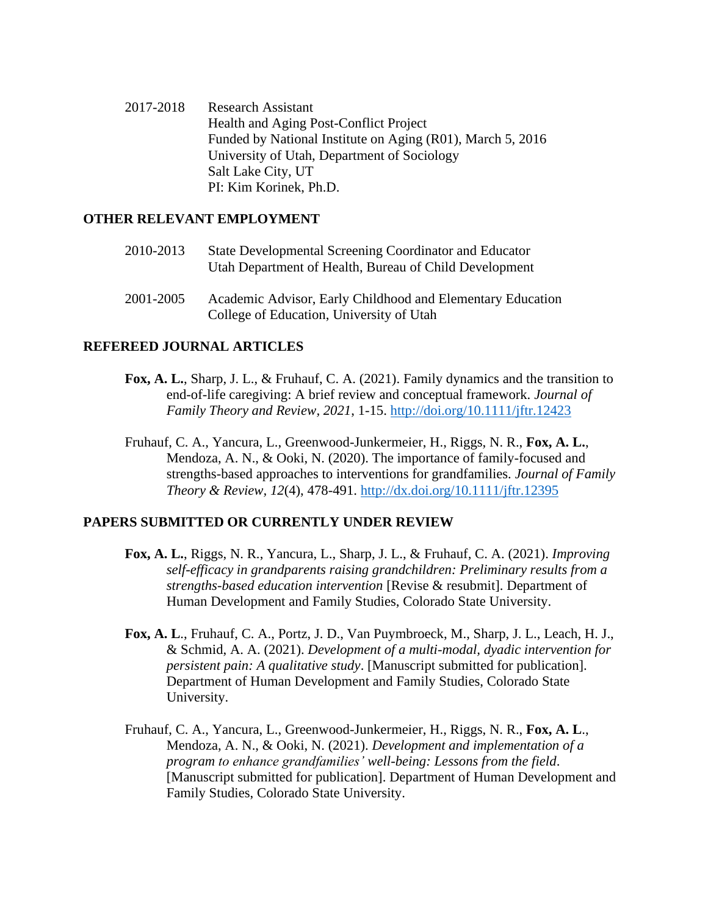2017-2018 Research Assistant
Health and Aging Post-Conflict Project
Funded by National Institute on Aging (R01), March 5, 2016
University of Utah, Department of Sociology
Salt Lake City, UT
PI: Kim Korinek, Ph.D.

## OTHER RELEVANT EMPLOYMENT

2010-2013 State Developmental Screening Coordinator and Educator
Utah Department of Health, Bureau of Child Development

2001-2005 Academic Advisor, Early Childhood and Elementary Education
College of Education, University of Utah

## REFEREED JOURNAL ARTICLES

**Fox, A. L.**, Sharp, J. L., & Fruhauf, C. A. (2021). Family dynamics and the transition to end-of-life caregiving: A brief review and conceptual framework. *Journal of Family Theory and Review*, *2021*, 1-15. http://doi.org/10.1111/jftr.12423

Fruhauf, C. A., Yancura, L., Greenwood-Junkermeier, H., Riggs, N. R., **Fox, A. L.**, Mendoza, A. N., & Ooki, N. (2020). The importance of family-focused and strengths-based approaches to interventions for grandfamilies. *Journal of Family Theory & Review*, *12*(4), 478-491. http://dx.doi.org/10.1111/jftr.12395

## PAPERS SUBMITTED OR CURRENTLY UNDER REVIEW

**Fox, A. L.**, Riggs, N. R., Yancura, L., Sharp, J. L., & Fruhauf, C. A. (2021). *Improving self-efficacy in grandparents raising grandchildren: Preliminary results from a strengths-based education intervention* [Revise & resubmit]. Department of Human Development and Family Studies, Colorado State University.

**Fox, A. L**., Fruhauf, C. A., Portz, J. D., Van Puymbroeck, M., Sharp, J. L., Leach, H. J., & Schmid, A. A. (2021). *Development of a multi-modal, dyadic intervention for persistent pain: A qualitative study*. [Manuscript submitted for publication]. Department of Human Development and Family Studies, Colorado State University.

Fruhauf, C. A., Yancura, L., Greenwood-Junkermeier, H., Riggs, N. R., **Fox, A. L**., Mendoza, A. N., & Ooki, N. (2021). *Development and implementation of a program to enhance grandfamilies' well-being: Lessons from the field*. [Manuscript submitted for publication]. Department of Human Development and Family Studies, Colorado State University.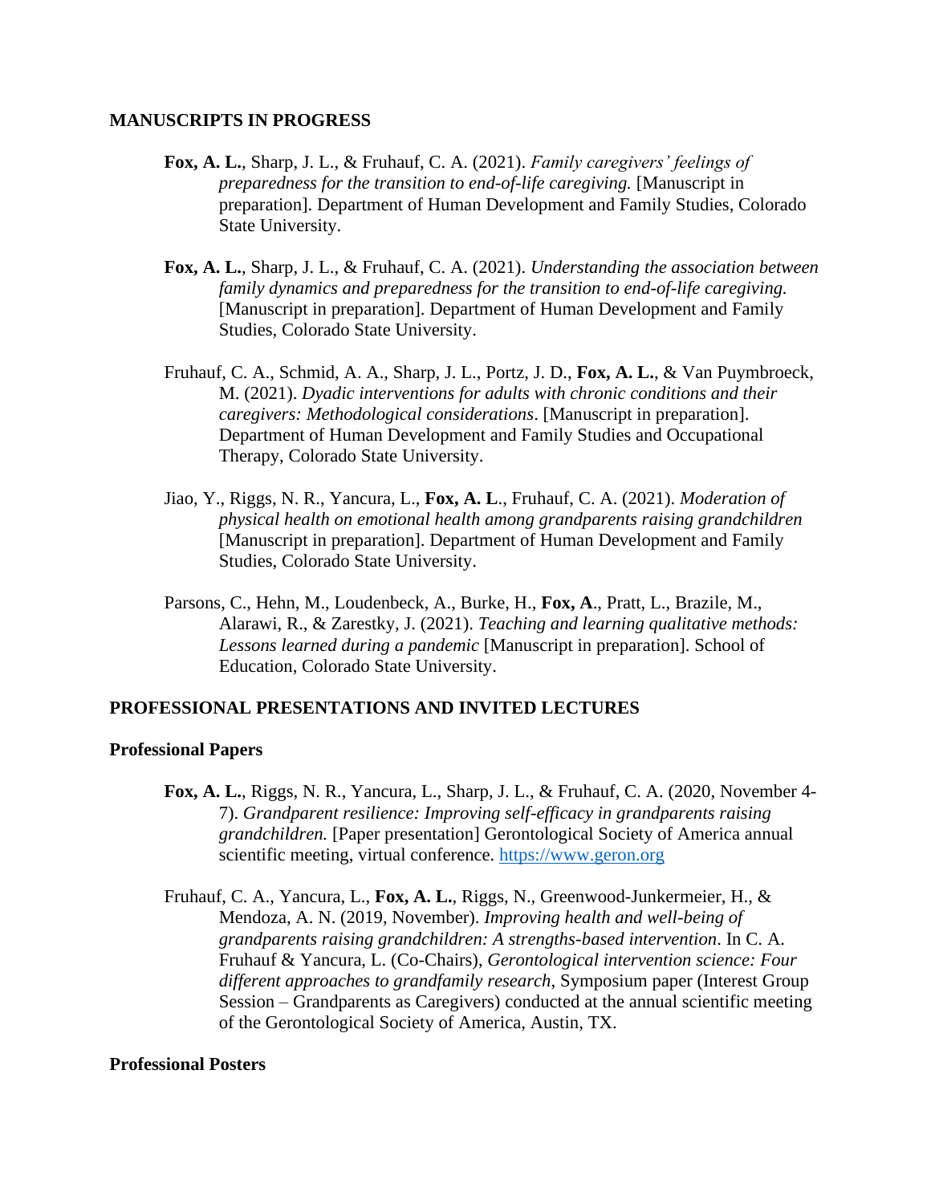## MANUSCRIPTS IN PROGRESS

**Fox, A. L.**, Sharp, J. L., & Fruhauf, C. A. (2021). *Family caregivers' feelings of preparedness for the transition to end-of-life caregiving.* [Manuscript in preparation]. Department of Human Development and Family Studies, Colorado State University.

**Fox, A. L.**, Sharp, J. L., & Fruhauf, C. A. (2021). *Understanding the association between family dynamics and preparedness for the transition to end-of-life caregiving.* [Manuscript in preparation]. Department of Human Development and Family Studies, Colorado State University.

Fruhauf, C. A., Schmid, A. A., Sharp, J. L., Portz, J. D., **Fox, A. L.**, & Van Puymbroeck, M. (2021). *Dyadic interventions for adults with chronic conditions and their caregivers: Methodological considerations*. [Manuscript in preparation]. Department of Human Development and Family Studies and Occupational Therapy, Colorado State University.

Jiao, Y., Riggs, N. R., Yancura, L., **Fox, A. L**., Fruhauf, C. A. (2021). *Moderation of physical health on emotional health among grandparents raising grandchildren* [Manuscript in preparation]. Department of Human Development and Family Studies, Colorado State University.

Parsons, C., Hehn, M., Loudenbeck, A., Burke, H., **Fox, A**., Pratt, L., Brazile, M., Alarawi, R., & Zarestky, J. (2021). *Teaching and learning qualitative methods: Lessons learned during a pandemic* [Manuscript in preparation]. School of Education, Colorado State University.

## PROFESSIONAL PRESENTATIONS AND INVITED LECTURES

### Professional Papers

**Fox, A. L.**, Riggs, N. R., Yancura, L., Sharp, J. L., & Fruhauf, C. A. (2020, November 4-7). *Grandparent resilience: Improving self-efficacy in grandparents raising grandchildren.* [Paper presentation] Gerontological Society of America annual scientific meeting, virtual conference. https://www.geron.org

Fruhauf, C. A., Yancura, L., **Fox, A. L.**, Riggs, N., Greenwood-Junkermeier, H., & Mendoza, A. N. (2019, November). *Improving health and well-being of grandparents raising grandchildren: A strengths-based intervention*. In C. A. Fruhauf & Yancura, L. (Co-Chairs), *Gerontological intervention science: Four different approaches to grandfamily research*, Symposium paper (Interest Group Session – Grandparents as Caregivers) conducted at the annual scientific meeting of the Gerontological Society of America, Austin, TX.

### Professional Posters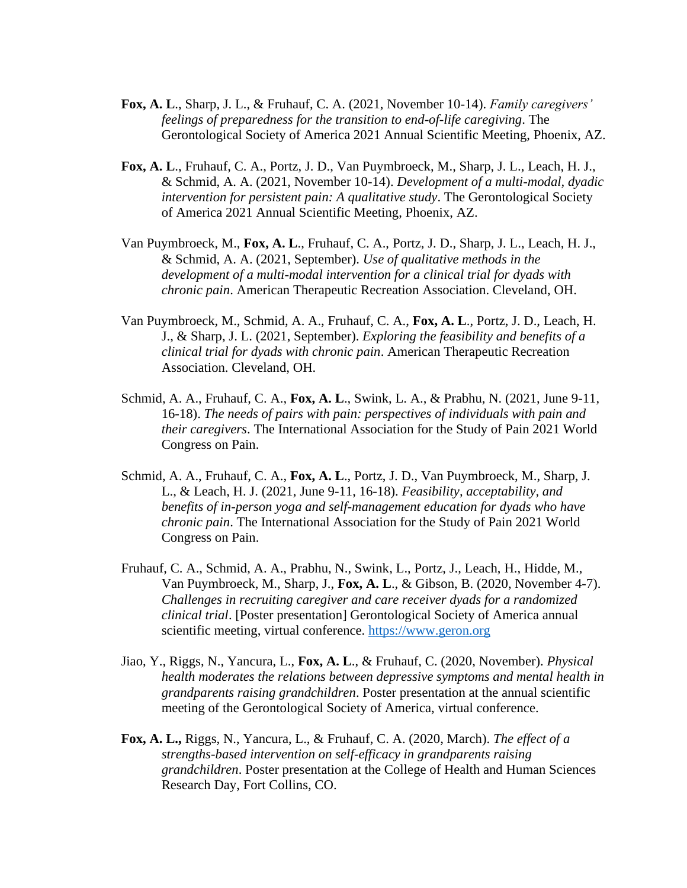**Fox, A. L**., Sharp, J. L., & Fruhauf, C. A. (2021, November 10-14). *Family caregivers' feelings of preparedness for the transition to end-of-life caregiving*. The Gerontological Society of America 2021 Annual Scientific Meeting, Phoenix, AZ.

**Fox, A. L**., Fruhauf, C. A., Portz, J. D., Van Puymbroeck, M., Sharp, J. L., Leach, H. J., & Schmid, A. A. (2021, November 10-14). *Development of a multi-modal, dyadic intervention for persistent pain: A qualitative study*. The Gerontological Society of America 2021 Annual Scientific Meeting, Phoenix, AZ.

Van Puymbroeck, M., **Fox, A. L**., Fruhauf, C. A., Portz, J. D., Sharp, J. L., Leach, H. J., & Schmid, A. A. (2021, September). *Use of qualitative methods in the development of a multi-modal intervention for a clinical trial for dyads with chronic pain*. American Therapeutic Recreation Association. Cleveland, OH.

Van Puymbroeck, M., Schmid, A. A., Fruhauf, C. A., **Fox, A. L**., Portz, J. D., Leach, H. J., & Sharp, J. L. (2021, September). *Exploring the feasibility and benefits of a clinical trial for dyads with chronic pain*. American Therapeutic Recreation Association. Cleveland, OH.

Schmid, A. A., Fruhauf, C. A., **Fox, A. L**., Swink, L. A., & Prabhu, N. (2021, June 9-11, 16-18). *The needs of pairs with pain: perspectives of individuals with pain and their caregivers*. The International Association for the Study of Pain 2021 World Congress on Pain.

Schmid, A. A., Fruhauf, C. A., **Fox, A. L**., Portz, J. D., Van Puymbroeck, M., Sharp, J. L., & Leach, H. J. (2021, June 9-11, 16-18). *Feasibility, acceptability, and benefits of in-person yoga and self-management education for dyads who have chronic pain*. The International Association for the Study of Pain 2021 World Congress on Pain.

Fruhauf, C. A., Schmid, A. A., Prabhu, N., Swink, L., Portz, J., Leach, H., Hidde, M., Van Puymbroeck, M., Sharp, J., **Fox, A. L**., & Gibson, B. (2020, November 4-7). *Challenges in recruiting caregiver and care receiver dyads for a randomized clinical trial*. [Poster presentation] Gerontological Society of America annual scientific meeting, virtual conference. https://www.geron.org

Jiao, Y., Riggs, N., Yancura, L., **Fox, A. L**., & Fruhauf, C. (2020, November). *Physical health moderates the relations between depressive symptoms and mental health in grandparents raising grandchildren*. Poster presentation at the annual scientific meeting of the Gerontological Society of America, virtual conference.

**Fox, A. L.,** Riggs, N., Yancura, L., & Fruhauf, C. A. (2020, March). *The effect of a strengths-based intervention on self-efficacy in grandparents raising grandchildren*. Poster presentation at the College of Health and Human Sciences Research Day, Fort Collins, CO.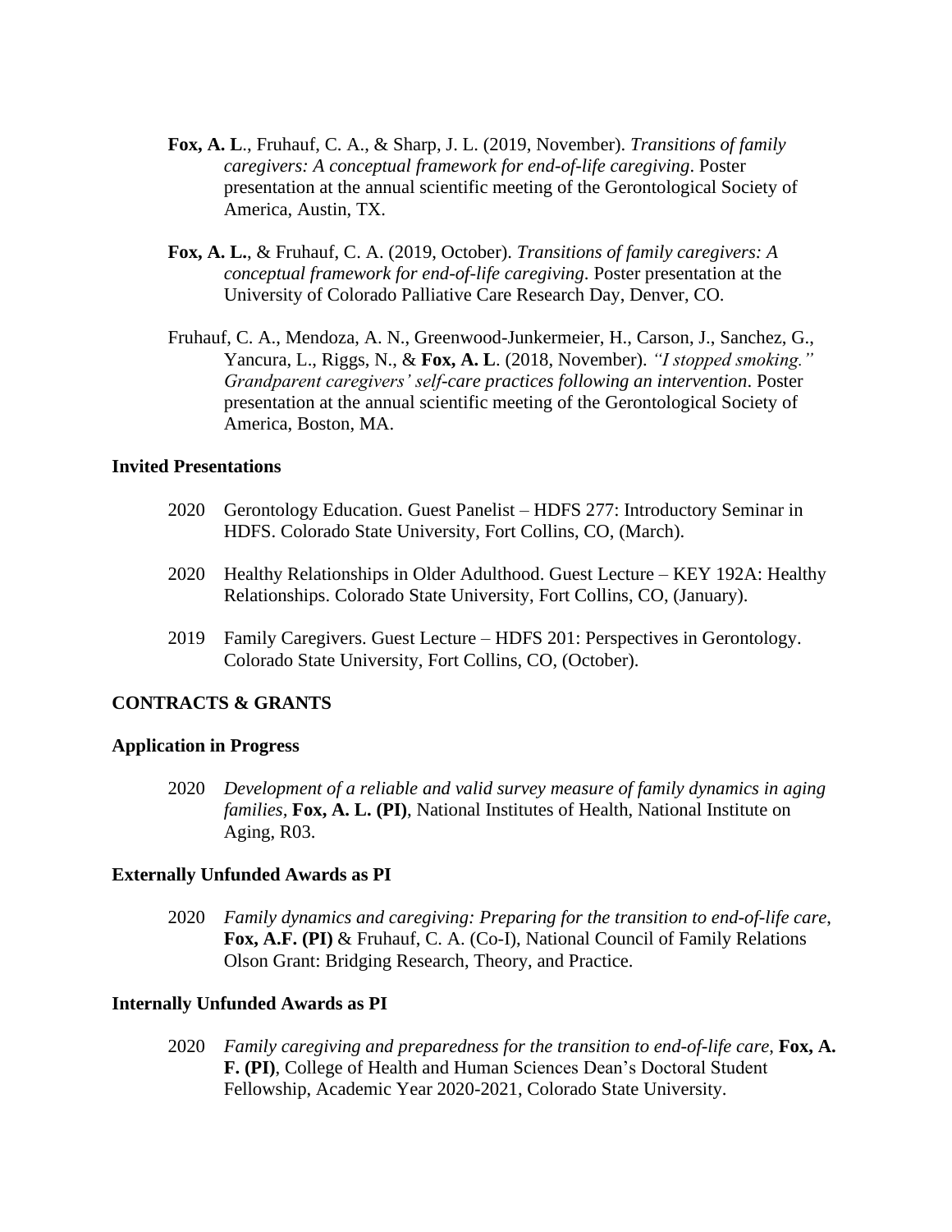**Fox, A. L**., Fruhauf, C. A., & Sharp, J. L. (2019, November). *Transitions of family caregivers: A conceptual framework for end-of-life caregiving*. Poster presentation at the annual scientific meeting of the Gerontological Society of America, Austin, TX.

**Fox, A. L.**, & Fruhauf, C. A. (2019, October). *Transitions of family caregivers: A conceptual framework for end-of-life caregiving*. Poster presentation at the University of Colorado Palliative Care Research Day, Denver, CO.

Fruhauf, C. A., Mendoza, A. N., Greenwood-Junkermeier, H., Carson, J., Sanchez, G., Yancura, L., Riggs, N., & **Fox, A. L**. (2018, November). *"I stopped smoking." Grandparent caregivers' self-care practices following an intervention*. Poster presentation at the annual scientific meeting of the Gerontological Society of America, Boston, MA.

### Invited Presentations

2020 Gerontology Education. Guest Panelist – HDFS 277: Introductory Seminar in HDFS. Colorado State University, Fort Collins, CO, (March).

2020 Healthy Relationships in Older Adulthood. Guest Lecture – KEY 192A: Healthy Relationships. Colorado State University, Fort Collins, CO, (January).

2019 Family Caregivers. Guest Lecture – HDFS 201: Perspectives in Gerontology. Colorado State University, Fort Collins, CO, (October).

## CONTRACTS & GRANTS

### Application in Progress

2020 *Development of a reliable and valid survey measure of family dynamics in aging families*, **Fox, A. L. (PI)**, National Institutes of Health, National Institute on Aging, R03.

### Externally Unfunded Awards as PI

2020 *Family dynamics and caregiving: Preparing for the transition to end-of-life care*, **Fox, A.F. (PI)** & Fruhauf, C. A. (Co-I), National Council of Family Relations Olson Grant: Bridging Research, Theory, and Practice.

### Internally Unfunded Awards as PI

2020 *Family caregiving and preparedness for the transition to end-of-life care*, **Fox, A. F. (PI)**, College of Health and Human Sciences Dean's Doctoral Student Fellowship, Academic Year 2020-2021, Colorado State University.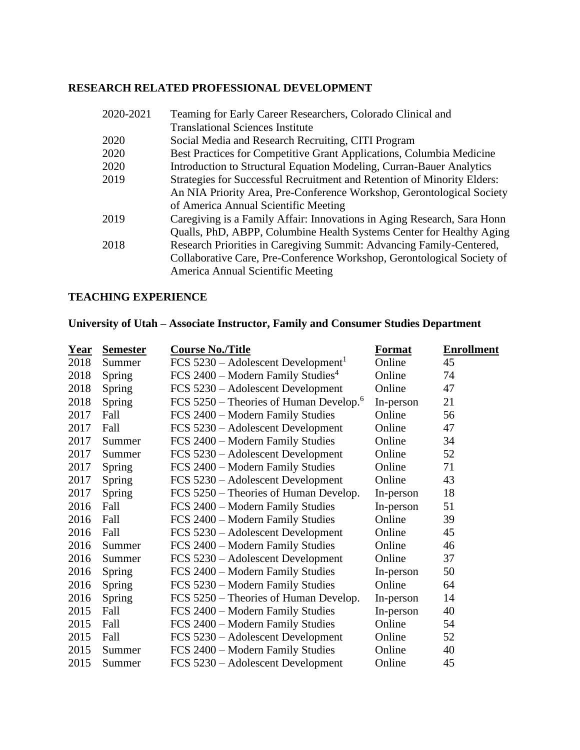## RESEARCH RELATED PROFESSIONAL DEVELOPMENT

| | |
|---|---|
| 2020-2021 | Teaming for Early Career Researchers, Colorado Clinical and Translational Sciences Institute |
| 2020 | Social Media and Research Recruiting, CITI Program |
| 2020 | Best Practices for Competitive Grant Applications, Columbia Medicine |
| 2020 | Introduction to Structural Equation Modeling, Curran-Bauer Analytics |
| 2019 | Strategies for Successful Recruitment and Retention of Minority Elders: An NIA Priority Area, Pre-Conference Workshop, Gerontological Society of America Annual Scientific Meeting |
| 2019 | Caregiving is a Family Affair: Innovations in Aging Research, Sara Honn Qualls, PhD, ABPP, Columbine Health Systems Center for Healthy Aging |
| 2018 | Research Priorities in Caregiving Summit: Advancing Family-Centered, Collaborative Care, Pre-Conference Workshop, Gerontological Society of America Annual Scientific Meeting |

## TEACHING EXPERIENCE

### University of Utah – Associate Instructor, Family and Consumer Studies Department

| Year | Semester | Course No./Title | Format | Enrollment |
|---|---|---|---|---|
| 2018 | Summer | FCS 5230 – Adolescent Development[1] | Online | 45 |
| 2018 | Spring | FCS 2400 – Modern Family Studies[4] | Online | 74 |
| 2018 | Spring | FCS 5230 – Adolescent Development | Online | 47 |
| 2018 | Spring | FCS 5250 – Theories of Human Develop.[6] | In-person | 21 |
| 2017 | Fall | FCS 2400 – Modern Family Studies | Online | 56 |
| 2017 | Fall | FCS 5230 – Adolescent Development | Online | 47 |
| 2017 | Summer | FCS 2400 – Modern Family Studies | Online | 34 |
| 2017 | Summer | FCS 5230 – Adolescent Development | Online | 52 |
| 2017 | Spring | FCS 2400 – Modern Family Studies | Online | 71 |
| 2017 | Spring | FCS 5230 – Adolescent Development | Online | 43 |
| 2017 | Spring | FCS 5250 – Theories of Human Develop. | In-person | 18 |
| 2016 | Fall | FCS 2400 – Modern Family Studies | In-person | 51 |
| 2016 | Fall | FCS 2400 – Modern Family Studies | Online | 39 |
| 2016 | Fall | FCS 5230 – Adolescent Development | Online | 45 |
| 2016 | Summer | FCS 2400 – Modern Family Studies | Online | 46 |
| 2016 | Summer | FCS 5230 – Adolescent Development | Online | 37 |
| 2016 | Spring | FCS 2400 – Modern Family Studies | In-person | 50 |
| 2016 | Spring | FCS 5230 – Modern Family Studies | Online | 64 |
| 2016 | Spring | FCS 5250 – Theories of Human Develop. | In-person | 14 |
| 2015 | Fall | FCS 2400 – Modern Family Studies | In-person | 40 |
| 2015 | Fall | FCS 2400 – Modern Family Studies | Online | 54 |
| 2015 | Fall | FCS 5230 – Adolescent Development | Online | 52 |
| 2015 | Summer | FCS 2400 – Modern Family Studies | Online | 40 |
| 2015 | Summer | FCS 5230 – Adolescent Development | Online | 45 |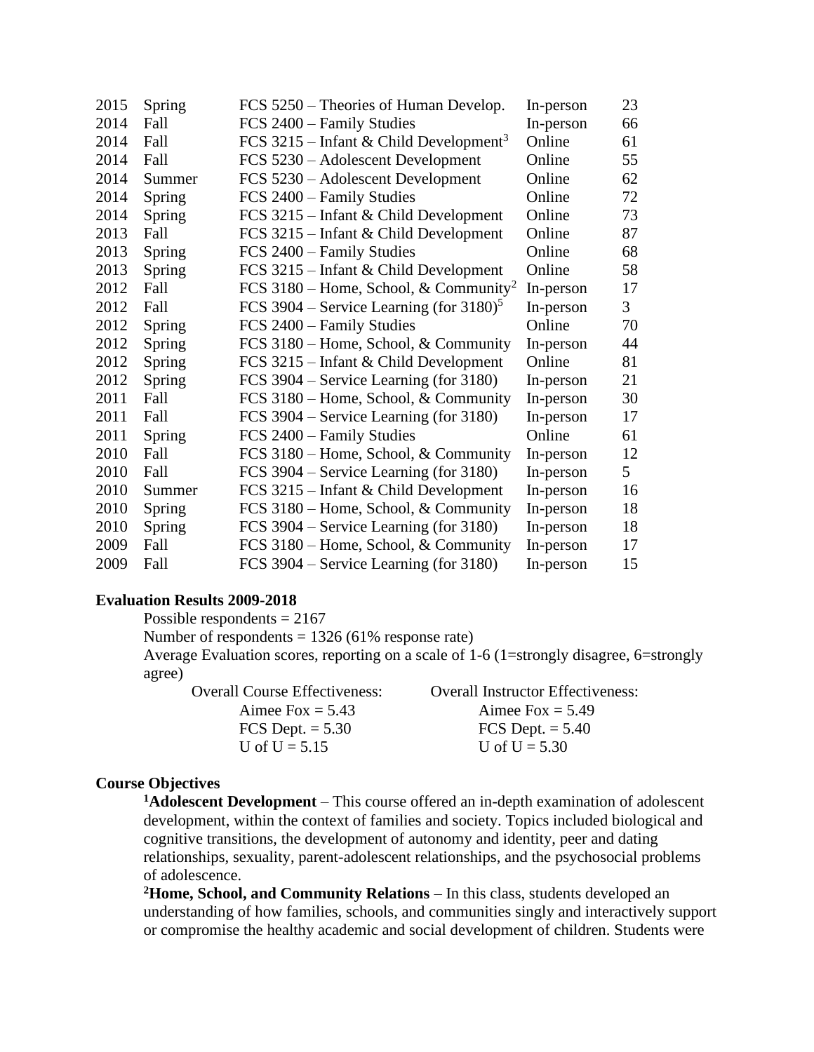| | | | | |
|---|---|---|---|---|
| 2015 | Spring | FCS 5250 – Theories of Human Develop. | In-person | 23 |
| 2014 | Fall | FCS 2400 – Family Studies | In-person | 66 |
| 2014 | Fall | FCS 3215 – Infant & Child Development[3] | Online | 61 |
| 2014 | Fall | FCS 5230 – Adolescent Development | Online | 55 |
| 2014 | Summer | FCS 5230 – Adolescent Development | Online | 62 |
| 2014 | Spring | FCS 2400 – Family Studies | Online | 72 |
| 2014 | Spring | FCS 3215 – Infant & Child Development | Online | 73 |
| 2013 | Fall | FCS 3215 – Infant & Child Development | Online | 87 |
| 2013 | Spring | FCS 2400 – Family Studies | Online | 68 |
| 2013 | Spring | FCS 3215 – Infant & Child Development | Online | 58 |
| 2012 | Fall | FCS 3180 – Home, School, & Community[2] | In-person | 17 |
| 2012 | Fall | FCS 3904 – Service Learning (for 3180)[5] | In-person | 3 |
| 2012 | Spring | FCS 2400 – Family Studies | Online | 70 |
| 2012 | Spring | FCS 3180 – Home, School, & Community | In-person | 44 |
| 2012 | Spring | FCS 3215 – Infant & Child Development | Online | 81 |
| 2012 | Spring | FCS 3904 – Service Learning (for 3180) | In-person | 21 |
| 2011 | Fall | FCS 3180 – Home, School, & Community | In-person | 30 |
| 2011 | Fall | FCS 3904 – Service Learning (for 3180) | In-person | 17 |
| 2011 | Spring | FCS 2400 – Family Studies | Online | 61 |
| 2010 | Fall | FCS 3180 – Home, School, & Community | In-person | 12 |
| 2010 | Fall | FCS 3904 – Service Learning (for 3180) | In-person | 5 |
| 2010 | Summer | FCS 3215 – Infant & Child Development | In-person | 16 |
| 2010 | Spring | FCS 3180 – Home, School, & Community | In-person | 18 |
| 2010 | Spring | FCS 3904 – Service Learning (for 3180) | In-person | 18 |
| 2009 | Fall | FCS 3180 – Home, School, & Community | In-person | 17 |
| 2009 | Fall | FCS 3904 – Service Learning (for 3180) | In-person | 15 |

**Evaluation Results 2009-2018**

Possible respondents = 2167

Number of respondents = 1326 (61% response rate)

Average Evaluation scores, reporting on a scale of 1-6 (1=strongly disagree, 6=strongly agree)

| Overall Course Effectiveness: | Overall Instructor Effectiveness: |
|---|---|
| Aimee Fox = 5.43 | Aimee Fox = 5.49 |
| FCS Dept. = 5.30 | FCS Dept. = 5.40 |
| U of U = 5.15 | U of U = 5.30 |

**Course Objectives**

[1]**Adolescent Development** – This course offered an in-depth examination of adolescent development, within the context of families and society. Topics included biological and cognitive transitions, the development of autonomy and identity, peer and dating relationships, sexuality, parent-adolescent relationships, and the psychosocial problems of adolescence.

[2]**Home, School, and Community Relations** – In this class, students developed an understanding of how families, schools, and communities singly and interactively support or compromise the healthy academic and social development of children. Students were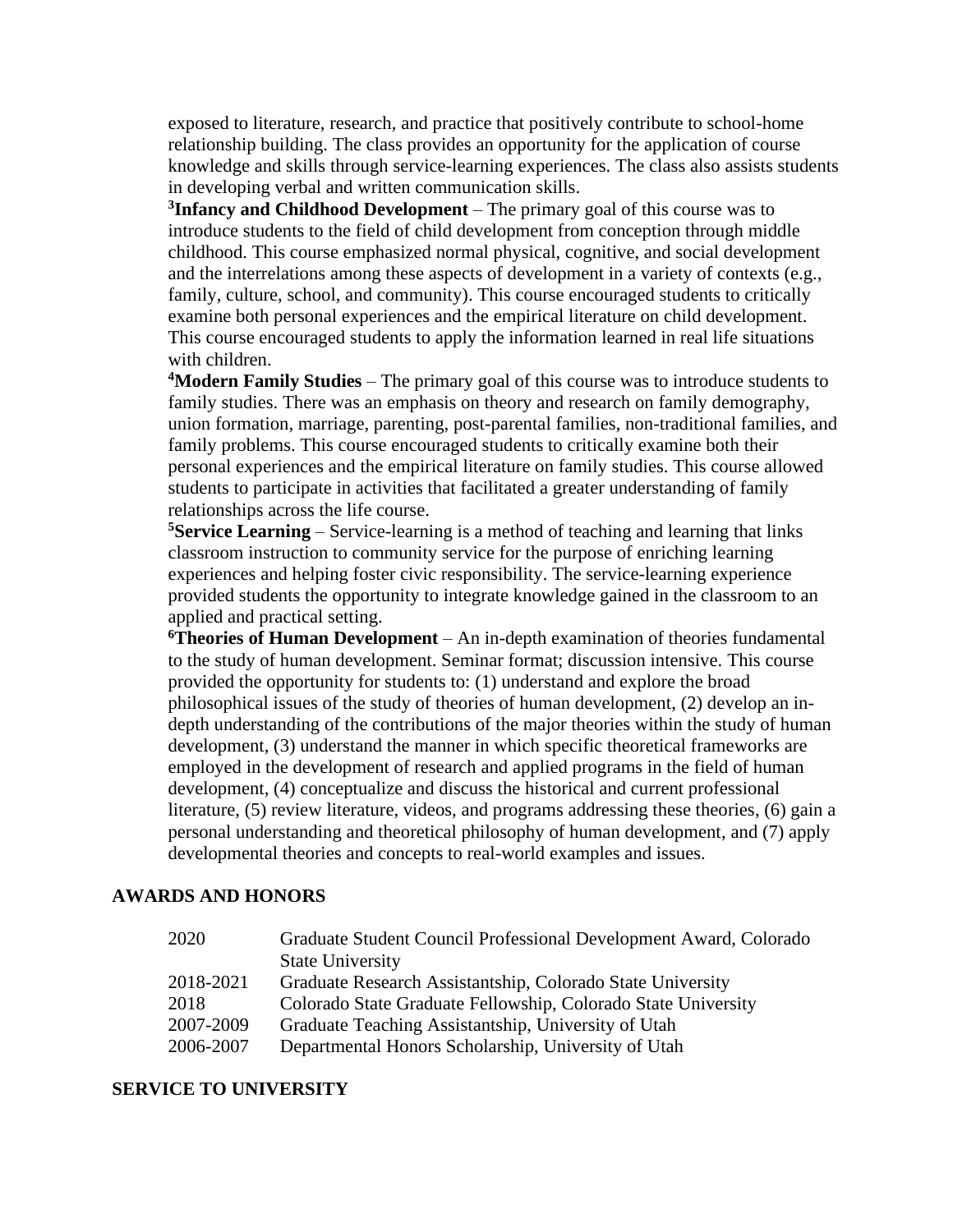exposed to literature, research, and practice that positively contribute to school-home relationship building. The class provides an opportunity for the application of course knowledge and skills through service-learning experiences. The class also assists students in developing verbal and written communication skills.

[3]**Infancy and Childhood Development** – The primary goal of this course was to introduce students to the field of child development from conception through middle childhood. This course emphasized normal physical, cognitive, and social development and the interrelations among these aspects of development in a variety of contexts (e.g., family, culture, school, and community). This course encouraged students to critically examine both personal experiences and the empirical literature on child development. This course encouraged students to apply the information learned in real life situations with children.

[4]**Modern Family Studies** – The primary goal of this course was to introduce students to family studies. There was an emphasis on theory and research on family demography, union formation, marriage, parenting, post-parental families, non-traditional families, and family problems. This course encouraged students to critically examine both their personal experiences and the empirical literature on family studies. This course allowed students to participate in activities that facilitated a greater understanding of family relationships across the life course.

[5]**Service Learning** – Service-learning is a method of teaching and learning that links classroom instruction to community service for the purpose of enriching learning experiences and helping foster civic responsibility. The service-learning experience provided students the opportunity to integrate knowledge gained in the classroom to an applied and practical setting.

[6]**Theories of Human Development** – An in-depth examination of theories fundamental to the study of human development. Seminar format; discussion intensive. This course provided the opportunity for students to: (1) understand and explore the broad philosophical issues of the study of theories of human development, (2) develop an in-depth understanding of the contributions of the major theories within the study of human development, (3) understand the manner in which specific theoretical frameworks are employed in the development of research and applied programs in the field of human development, (4) conceptualize and discuss the historical and current professional literature, (5) review literature, videos, and programs addressing these theories, (6) gain a personal understanding and theoretical philosophy of human development, and (7) apply developmental theories and concepts to real-world examples and issues.

## AWARDS AND HONORS

| | |
|---|---|
| 2020 | Graduate Student Council Professional Development Award, Colorado State University |
| 2018-2021 | Graduate Research Assistantship, Colorado State University |
| 2018 | Colorado State Graduate Fellowship, Colorado State University |
| 2007-2009 | Graduate Teaching Assistantship, University of Utah |
| 2006-2007 | Departmental Honors Scholarship, University of Utah |

## SERVICE TO UNIVERSITY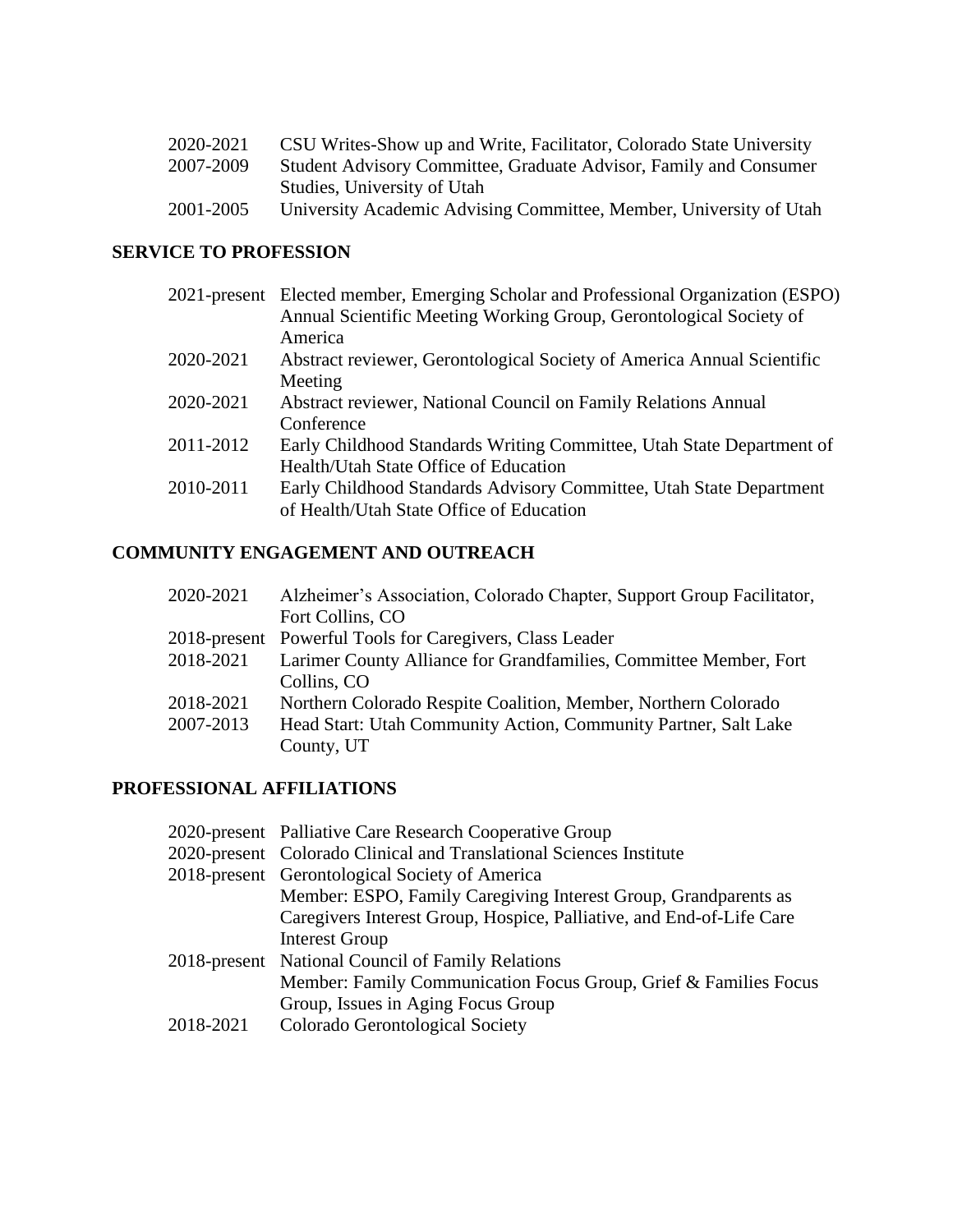2020-2021 CSU Writes-Show up and Write, Facilitator, Colorado State University
2007-2009 Student Advisory Committee, Graduate Advisor, Family and Consumer Studies, University of Utah
2001-2005 University Academic Advising Committee, Member, University of Utah

## SERVICE TO PROFESSION

2021-present Elected member, Emerging Scholar and Professional Organization (ESPO) Annual Scientific Meeting Working Group, Gerontological Society of America
2020-2021 Abstract reviewer, Gerontological Society of America Annual Scientific Meeting
2020-2021 Abstract reviewer, National Council on Family Relations Annual Conference
2011-2012 Early Childhood Standards Writing Committee, Utah State Department of Health/Utah State Office of Education
2010-2011 Early Childhood Standards Advisory Committee, Utah State Department of Health/Utah State Office of Education

## COMMUNITY ENGAGEMENT AND OUTREACH

2020-2021 Alzheimer's Association, Colorado Chapter, Support Group Facilitator, Fort Collins, CO
2018-present Powerful Tools for Caregivers, Class Leader
2018-2021 Larimer County Alliance for Grandfamilies, Committee Member, Fort Collins, CO
2018-2021 Northern Colorado Respite Coalition, Member, Northern Colorado
2007-2013 Head Start: Utah Community Action, Community Partner, Salt Lake County, UT

## PROFESSIONAL AFFILIATIONS

2020-present Palliative Care Research Cooperative Group
2020-present Colorado Clinical and Translational Sciences Institute
2018-present Gerontological Society of America
Member: ESPO, Family Caregiving Interest Group, Grandparents as Caregivers Interest Group, Hospice, Palliative, and End-of-Life Care Interest Group
2018-present National Council of Family Relations
Member: Family Communication Focus Group, Grief & Families Focus Group, Issues in Aging Focus Group
2018-2021 Colorado Gerontological Society